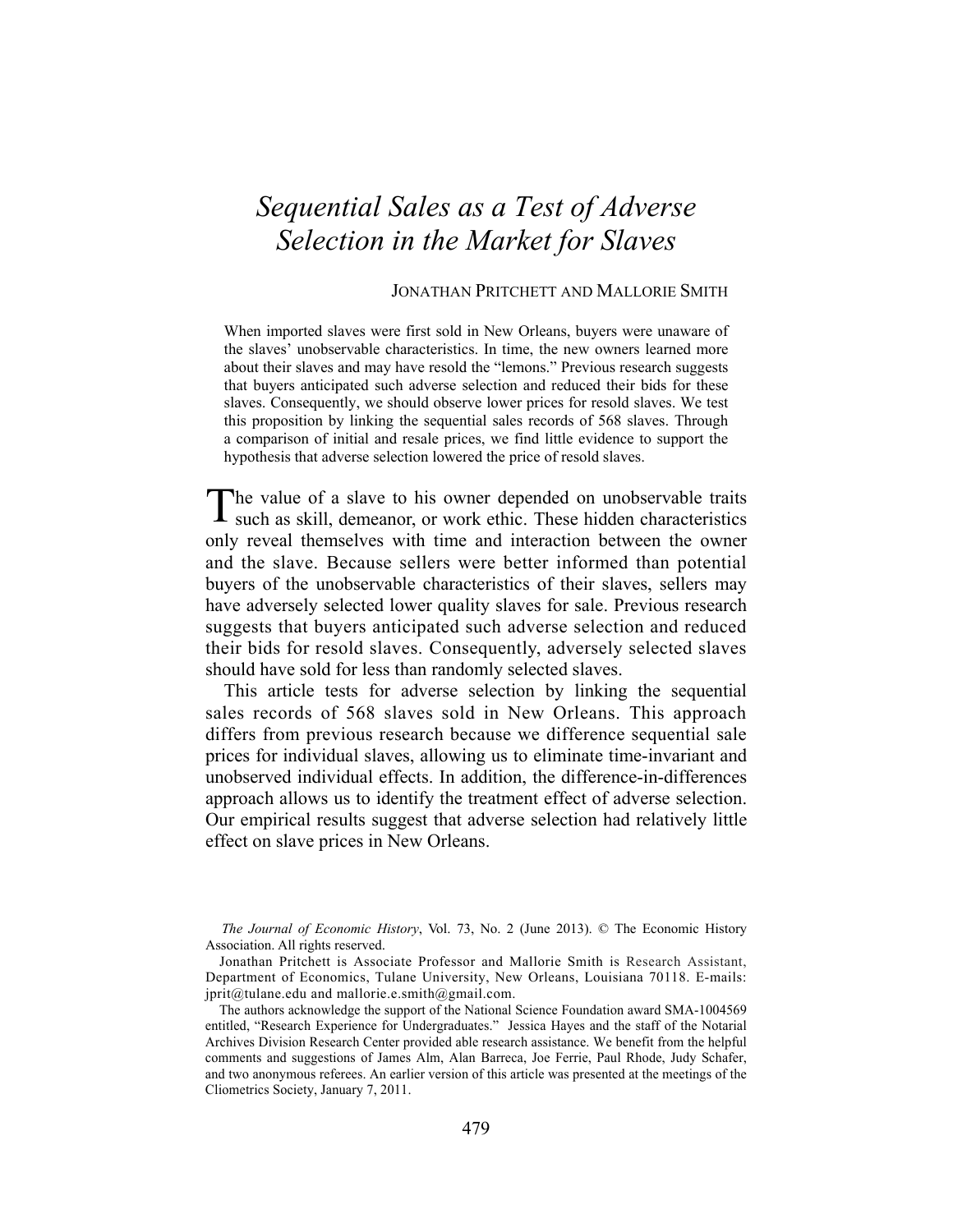# *Sequential Sales as a Test of Adverse Selection in the Market for Slaves*

JONATHAN PRITCHETT AND MALLORIE SMITH

When imported slaves were first sold in New Orleans, buyers were unaware of the slaves' unobservable characteristics. In time, the new owners learned more about their slaves and may have resold the "lemons." Previous research suggests that buyers anticipated such adverse selection and reduced their bids for these slaves. Consequently, we should observe lower prices for resold slaves. We test this proposition by linking the sequential sales records of 568 slaves. Through a comparison of initial and resale prices, we find little evidence to support the hypothesis that adverse selection lowered the price of resold slaves.

The value of a slave to his owner depended on unobservable traits such as skill, demeanor, or work ethic. These hidden characteristics only reveal themselves with time and interaction between the owner and the slave. Because sellers were better informed than potential buyers of the unobservable characteristics of their slaves, sellers may have adversely selected lower quality slaves for sale. Previous research suggests that buyers anticipated such adverse selection and reduced their bids for resold slaves. Consequently, adversely selected slaves should have sold for less than randomly selected slaves.

This article tests for adverse selection by linking the sequential sales records of 568 slaves sold in New Orleans. This approach differs from previous research because we difference sequential sale prices for individual slaves, allowing us to eliminate time-invariant and unobserved individual effects. In addition, the difference-in-differences approach allows us to identify the treatment effect of adverse selection. Our empirical results suggest that adverse selection had relatively little effect on slave prices in New Orleans.

*The Journal of Economic History*, Vol. 73, No. 2 (June 2013). © The Economic History Association. All rights reserved.

Jonathan Pritchett is Associate Professor and Mallorie Smith is Research Assistant, Department of Economics, Tulane University, New Orleans, Louisiana 70118. E-mails: jprit@tulane.edu and mallorie.e.smith@gmail.com.

The authors acknowledge the support of the National Science Foundation award SMA-1004569 entitled, "Research Experience for Undergraduates." Jessica Hayes and the staff of the Notarial Archives Division Research Center provided able research assistance. We benefit from the helpful comments and suggestions of James Alm, Alan Barreca, Joe Ferrie, Paul Rhode, Judy Schafer, and two anonymous referees. An earlier version of this article was presented at the meetings of the Cliometrics Society, January 7, 2011.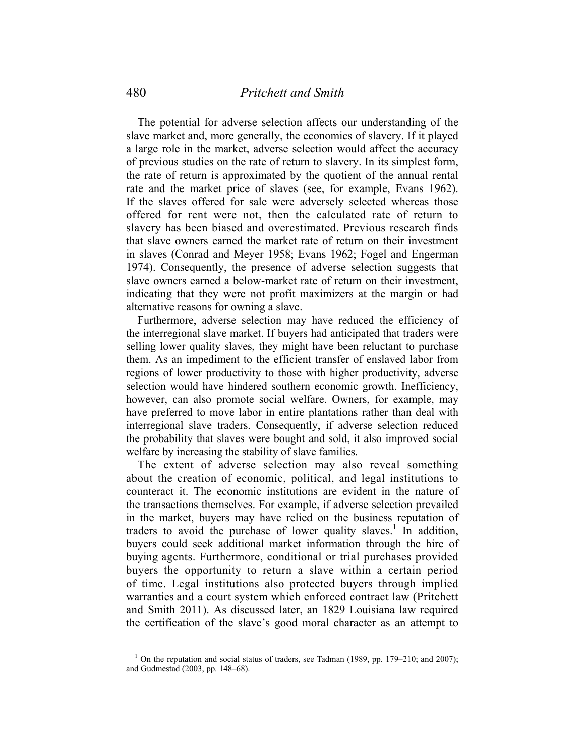The potential for adverse selection affects our understanding of the slave market and, more generally, the economics of slavery. If it played a large role in the market, adverse selection would affect the accuracy of previous studies on the rate of return to slavery. In its simplest form, the rate of return is approximated by the quotient of the annual rental rate and the market price of slaves (see, for example, Evans 1962). If the slaves offered for sale were adversely selected whereas those offered for rent were not, then the calculated rate of return to slavery has been biased and overestimated. Previous research finds that slave owners earned the market rate of return on their investment in slaves (Conrad and Meyer 1958; Evans 1962; Fogel and Engerman 1974). Consequently, the presence of adverse selection suggests that slave owners earned a below-market rate of return on their investment, indicating that they were not profit maximizers at the margin or had alternative reasons for owning a slave.

Furthermore, adverse selection may have reduced the efficiency of the interregional slave market. If buyers had anticipated that traders were selling lower quality slaves, they might have been reluctant to purchase them. As an impediment to the efficient transfer of enslaved labor from regions of lower productivity to those with higher productivity, adverse selection would have hindered southern economic growth. Inefficiency, however, can also promote social welfare. Owners, for example, may have preferred to move labor in entire plantations rather than deal with interregional slave traders. Consequently, if adverse selection reduced the probability that slaves were bought and sold, it also improved social welfare by increasing the stability of slave families.

The extent of adverse selection may also reveal something about the creation of economic, political, and legal institutions to counteract it. The economic institutions are evident in the nature of the transactions themselves. For example, if adverse selection prevailed in the market, buyers may have relied on the business reputation of traders to avoid the purchase of lower quality slaves.[1] In addition, buyers could seek additional market information through the hire of buying agents. Furthermore, conditional or trial purchases provided buyers the opportunity to return a slave within a certain period of time. Legal institutions also protected buyers through implied warranties and a court system which enforced contract law (Pritchett and Smith 2011). As discussed later, an 1829 Louisiana law required the certification of the slave's good moral character as an attempt to

[1] On the reputation and social status of traders, see Tadman (1989, pp. 179–210; and 2007); and Gudmestad (2003, pp. 148–68).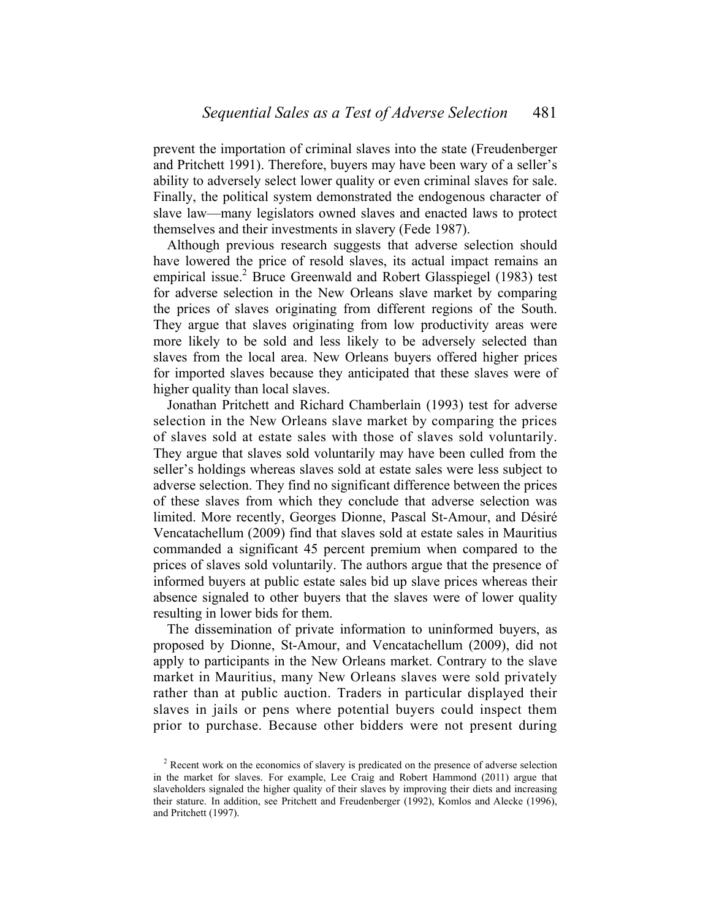prevent the importation of criminal slaves into the state (Freudenberger and Pritchett 1991). Therefore, buyers may have been wary of a seller's ability to adversely select lower quality or even criminal slaves for sale. Finally, the political system demonstrated the endogenous character of slave law—many legislators owned slaves and enacted laws to protect themselves and their investments in slavery (Fede 1987).

Although previous research suggests that adverse selection should have lowered the price of resold slaves, its actual impact remains an empirical issue.[2] Bruce Greenwald and Robert Glasspiegel (1983) test for adverse selection in the New Orleans slave market by comparing the prices of slaves originating from different regions of the South. They argue that slaves originating from low productivity areas were more likely to be sold and less likely to be adversely selected than slaves from the local area. New Orleans buyers offered higher prices for imported slaves because they anticipated that these slaves were of higher quality than local slaves.

Jonathan Pritchett and Richard Chamberlain (1993) test for adverse selection in the New Orleans slave market by comparing the prices of slaves sold at estate sales with those of slaves sold voluntarily. They argue that slaves sold voluntarily may have been culled from the seller's holdings whereas slaves sold at estate sales were less subject to adverse selection. They find no significant difference between the prices of these slaves from which they conclude that adverse selection was limited. More recently, Georges Dionne, Pascal St-Amour, and Désiré Vencatachellum (2009) find that slaves sold at estate sales in Mauritius commanded a significant 45 percent premium when compared to the prices of slaves sold voluntarily. The authors argue that the presence of informed buyers at public estate sales bid up slave prices whereas their absence signaled to other buyers that the slaves were of lower quality resulting in lower bids for them.

The dissemination of private information to uninformed buyers, as proposed by Dionne, St-Amour, and Vencatachellum (2009), did not apply to participants in the New Orleans market. Contrary to the slave market in Mauritius, many New Orleans slaves were sold privately rather than at public auction. Traders in particular displayed their slaves in jails or pens where potential buyers could inspect them prior to purchase. Because other bidders were not present during

[2] Recent work on the economics of slavery is predicated on the presence of adverse selection in the market for slaves. For example, Lee Craig and Robert Hammond (2011) argue that slaveholders signaled the higher quality of their slaves by improving their diets and increasing their stature. In addition, see Pritchett and Freudenberger (1992), Komlos and Alecke (1996), and Pritchett (1997).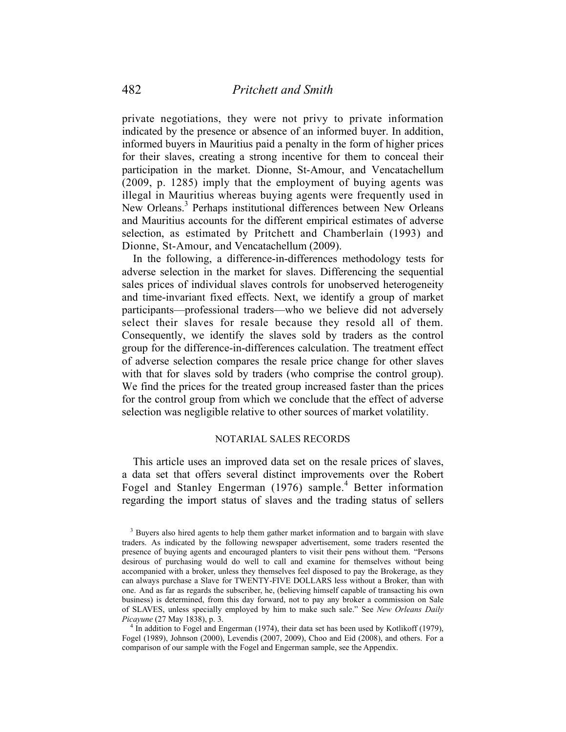private negotiations, they were not privy to private information indicated by the presence or absence of an informed buyer. In addition, informed buyers in Mauritius paid a penalty in the form of higher prices for their slaves, creating a strong incentive for them to conceal their participation in the market. Dionne, St-Amour, and Vencatachellum (2009, p. 1285) imply that the employment of buying agents was illegal in Mauritius whereas buying agents were frequently used in New Orleans.[3] Perhaps institutional differences between New Orleans and Mauritius accounts for the different empirical estimates of adverse selection, as estimated by Pritchett and Chamberlain (1993) and Dionne, St-Amour, and Vencatachellum (2009).

In the following, a difference-in-differences methodology tests for adverse selection in the market for slaves. Differencing the sequential sales prices of individual slaves controls for unobserved heterogeneity and time-invariant fixed effects. Next, we identify a group of market participants—professional traders—who we believe did not adversely select their slaves for resale because they resold all of them. Consequently, we identify the slaves sold by traders as the control group for the difference-in-differences calculation. The treatment effect of adverse selection compares the resale price change for other slaves with that for slaves sold by traders (who comprise the control group). We find the prices for the treated group increased faster than the prices for the control group from which we conclude that the effect of adverse selection was negligible relative to other sources of market volatility.

## NOTARIAL SALES RECORDS

This article uses an improved data set on the resale prices of slaves, a data set that offers several distinct improvements over the Robert Fogel and Stanley Engerman (1976) sample.[4] Better information regarding the import status of slaves and the trading status of sellers

---

[3] Buyers also hired agents to help them gather market information and to bargain with slave traders. As indicated by the following newspaper advertisement, some traders resented the presence of buying agents and encouraged planters to visit their pens without them. "Persons desirous of purchasing would do well to call and examine for themselves without being accompanied with a broker, unless they themselves feel disposed to pay the Brokerage, as they can always purchase a Slave for TWENTY-FIVE DOLLARS less without a Broker, than with one. And as far as regards the subscriber, he, (believing himself capable of transacting his own business) is determined, from this day forward, not to pay any broker a commission on Sale of SLAVES, unless specially employed by him to make such sale." See *New Orleans Daily Picayune* (27 May 1838), p. 3.

[4] In addition to Fogel and Engerman (1974), their data set has been used by Kotlikoff (1979), Fogel (1989), Johnson (2000), Levendis (2007, 2009), Choo and Eid (2008), and others. For a comparison of our sample with the Fogel and Engerman sample, see the Appendix.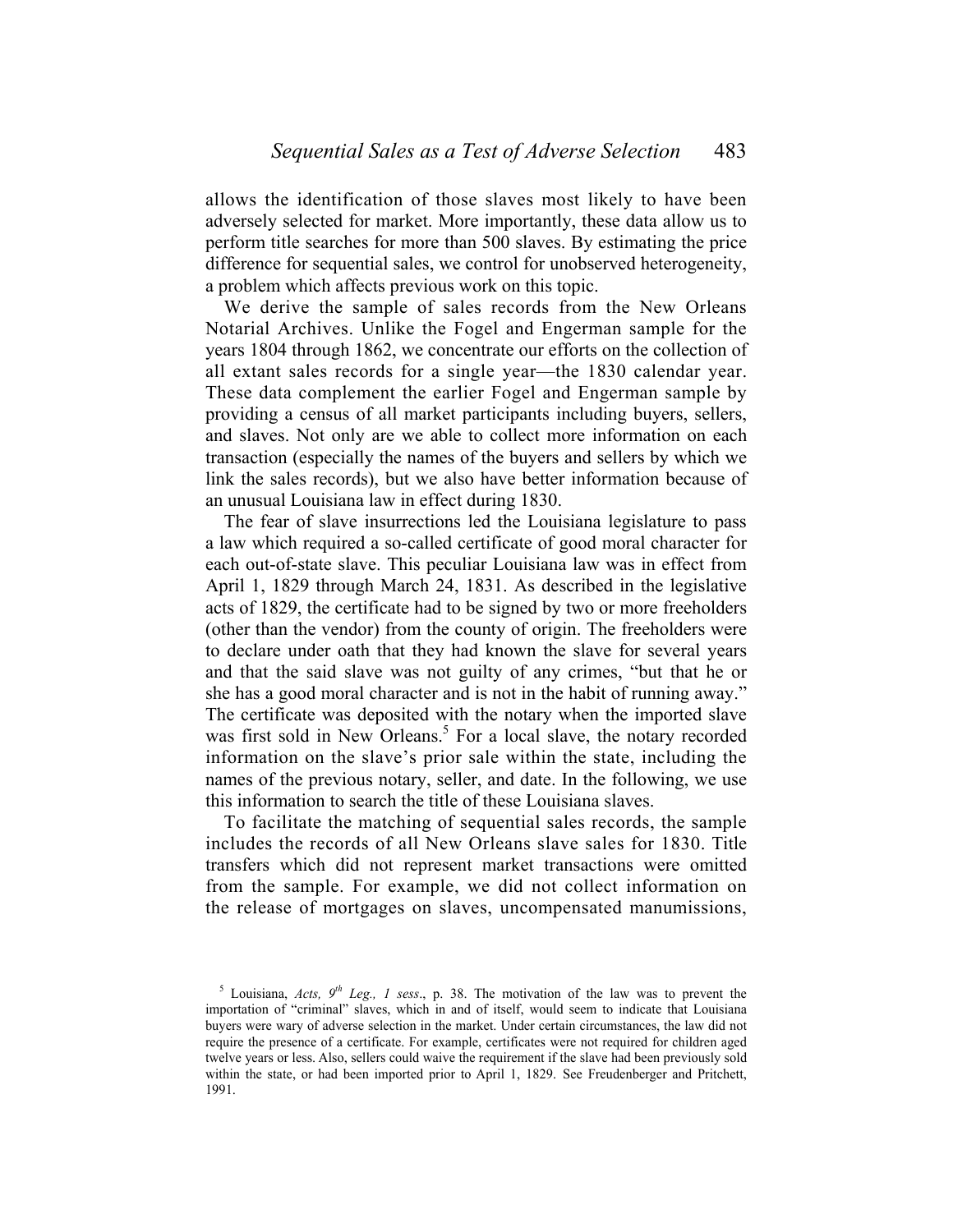allows the identification of those slaves most likely to have been adversely selected for market. More importantly, these data allow us to perform title searches for more than 500 slaves. By estimating the price difference for sequential sales, we control for unobserved heterogeneity, a problem which affects previous work on this topic.

We derive the sample of sales records from the New Orleans Notarial Archives. Unlike the Fogel and Engerman sample for the years 1804 through 1862, we concentrate our efforts on the collection of all extant sales records for a single year—the 1830 calendar year. These data complement the earlier Fogel and Engerman sample by providing a census of all market participants including buyers, sellers, and slaves. Not only are we able to collect more information on each transaction (especially the names of the buyers and sellers by which we link the sales records), but we also have better information because of an unusual Louisiana law in effect during 1830.

The fear of slave insurrections led the Louisiana legislature to pass a law which required a so-called certificate of good moral character for each out-of-state slave. This peculiar Louisiana law was in effect from April 1, 1829 through March 24, 1831. As described in the legislative acts of 1829, the certificate had to be signed by two or more freeholders (other than the vendor) from the county of origin. The freeholders were to declare under oath that they had known the slave for several years and that the said slave was not guilty of any crimes, "but that he or she has a good moral character and is not in the habit of running away." The certificate was deposited with the notary when the imported slave was first sold in New Orleans.[5] For a local slave, the notary recorded information on the slave's prior sale within the state, including the names of the previous notary, seller, and date. In the following, we use this information to search the title of these Louisiana slaves.

To facilitate the matching of sequential sales records, the sample includes the records of all New Orleans slave sales for 1830. Title transfers which did not represent market transactions were omitted from the sample. For example, we did not collect information on the release of mortgages on slaves, uncompensated manumissions,

[5] Louisiana, *Acts, 9th Leg., 1 sess*., p. 38. The motivation of the law was to prevent the importation of "criminal" slaves, which in and of itself, would seem to indicate that Louisiana buyers were wary of adverse selection in the market. Under certain circumstances, the law did not require the presence of a certificate. For example, certificates were not required for children aged twelve years or less. Also, sellers could waive the requirement if the slave had been previously sold within the state, or had been imported prior to April 1, 1829. See Freudenberger and Pritchett, 1991.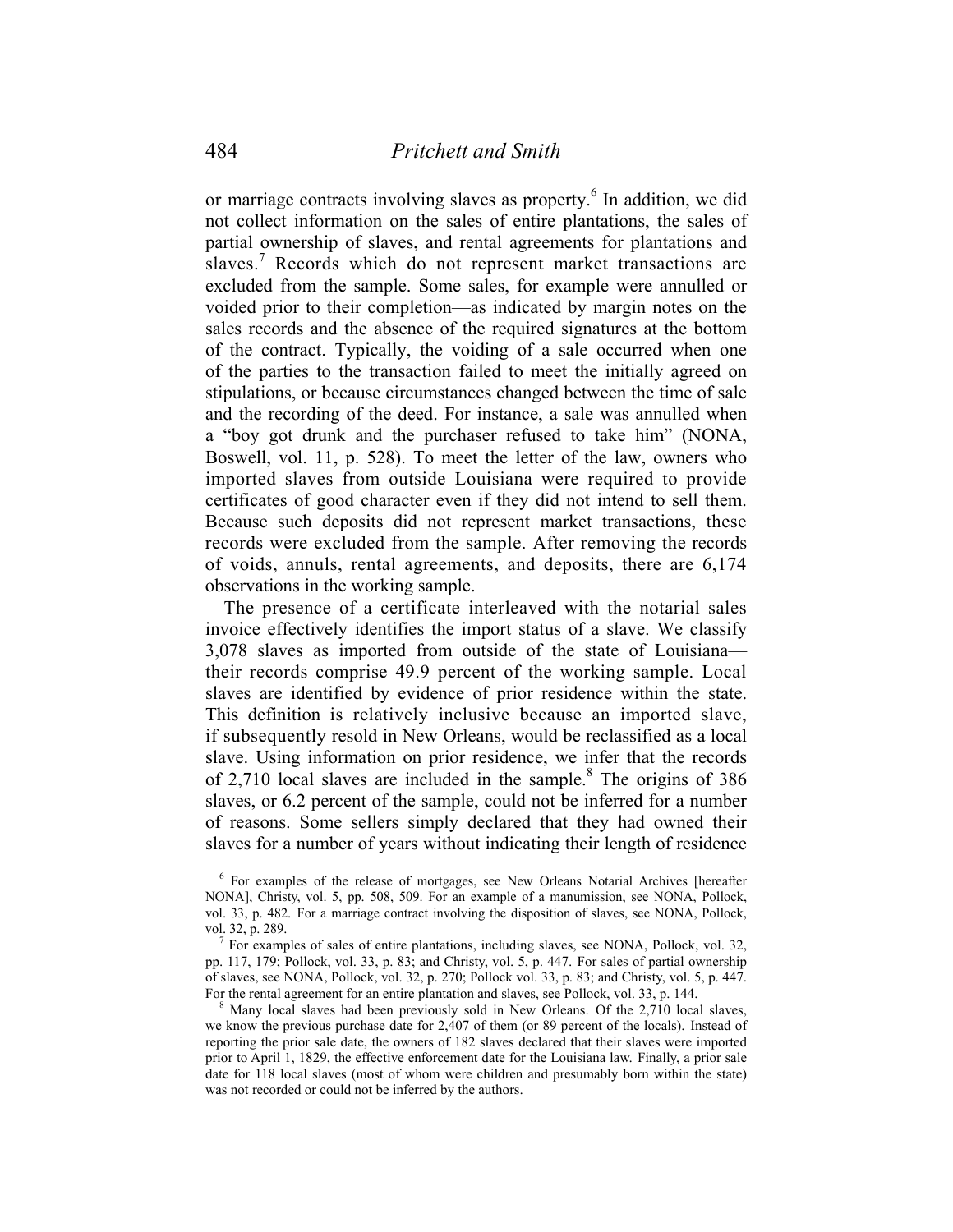or marriage contracts involving slaves as property.[6] In addition, we did not collect information on the sales of entire plantations, the sales of partial ownership of slaves, and rental agreements for plantations and slaves.[7] Records which do not represent market transactions are excluded from the sample. Some sales, for example were annulled or voided prior to their completion—as indicated by margin notes on the sales records and the absence of the required signatures at the bottom of the contract. Typically, the voiding of a sale occurred when one of the parties to the transaction failed to meet the initially agreed on stipulations, or because circumstances changed between the time of sale and the recording of the deed. For instance, a sale was annulled when a "boy got drunk and the purchaser refused to take him" (NONA, Boswell, vol. 11, p. 528). To meet the letter of the law, owners who imported slaves from outside Louisiana were required to provide certificates of good character even if they did not intend to sell them. Because such deposits did not represent market transactions, these records were excluded from the sample. After removing the records of voids, annuls, rental agreements, and deposits, there are 6,174 observations in the working sample.

The presence of a certificate interleaved with the notarial sales invoice effectively identifies the import status of a slave. We classify 3,078 slaves as imported from outside of the state of Louisiana—their records comprise 49.9 percent of the working sample. Local slaves are identified by evidence of prior residence within the state. This definition is relatively inclusive because an imported slave, if subsequently resold in New Orleans, would be reclassified as a local slave. Using information on prior residence, we infer that the records of 2,710 local slaves are included in the sample.[8] The origins of 386 slaves, or 6.2 percent of the sample, could not be inferred for a number of reasons. Some sellers simply declared that they had owned their slaves for a number of years without indicating their length of residence

[6] For examples of the release of mortgages, see New Orleans Notarial Archives [hereafter NONA], Christy, vol. 5, pp. 508, 509. For an example of a manumission, see NONA, Pollock, vol. 33, p. 482. For a marriage contract involving the disposition of slaves, see NONA, Pollock, vol. 32, p. 289.

[7] For examples of sales of entire plantations, including slaves, see NONA, Pollock, vol. 32, pp. 117, 179; Pollock, vol. 33, p. 83; and Christy, vol. 5, p. 447. For sales of partial ownership of slaves, see NONA, Pollock, vol. 32, p. 270; Pollock vol. 33, p. 83; and Christy, vol. 5, p. 447. For the rental agreement for an entire plantation and slaves, see Pollock, vol. 33, p. 144.

[8] Many local slaves had been previously sold in New Orleans. Of the 2,710 local slaves, we know the previous purchase date for 2,407 of them (or 89 percent of the locals). Instead of reporting the prior sale date, the owners of 182 slaves declared that their slaves were imported prior to April 1, 1829, the effective enforcement date for the Louisiana law. Finally, a prior sale date for 118 local slaves (most of whom were children and presumably born within the state) was not recorded or could not be inferred by the authors.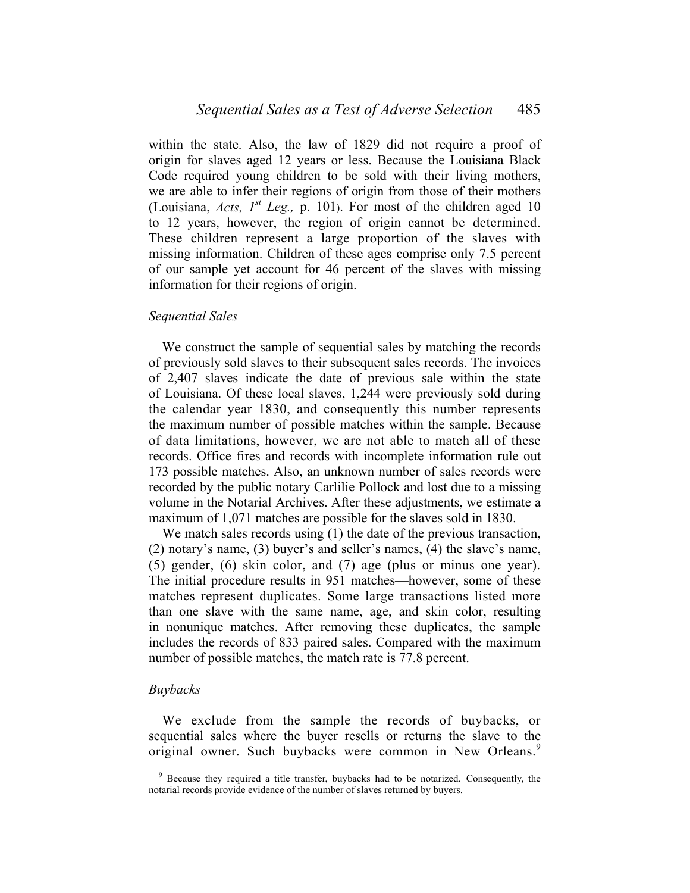within the state. Also, the law of 1829 did not require a proof of origin for slaves aged 12 years or less. Because the Louisiana Black Code required young children to be sold with their living mothers, we are able to infer their regions of origin from those of their mothers (Louisiana, *Acts, 1st Leg.,* p. 101). For most of the children aged 10 to 12 years, however, the region of origin cannot be determined. These children represent a large proportion of the slaves with missing information. Children of these ages comprise only 7.5 percent of our sample yet account for 46 percent of the slaves with missing information for their regions of origin.

### *Sequential Sales*

We construct the sample of sequential sales by matching the records of previously sold slaves to their subsequent sales records. The invoices of 2,407 slaves indicate the date of previous sale within the state of Louisiana. Of these local slaves, 1,244 were previously sold during the calendar year 1830, and consequently this number represents the maximum number of possible matches within the sample. Because of data limitations, however, we are not able to match all of these records. Office fires and records with incomplete information rule out 173 possible matches. Also, an unknown number of sales records were recorded by the public notary Carlilie Pollock and lost due to a missing volume in the Notarial Archives. After these adjustments, we estimate a maximum of 1,071 matches are possible for the slaves sold in 1830.

We match sales records using (1) the date of the previous transaction, (2) notary's name, (3) buyer's and seller's names, (4) the slave's name, (5) gender, (6) skin color, and (7) age (plus or minus one year). The initial procedure results in 951 matches—however, some of these matches represent duplicates. Some large transactions listed more than one slave with the same name, age, and skin color, resulting in nonunique matches. After removing these duplicates, the sample includes the records of 833 paired sales. Compared with the maximum number of possible matches, the match rate is 77.8 percent.

### *Buybacks*

We exclude from the sample the records of buybacks, or sequential sales where the buyer resells or returns the slave to the original owner. Such buybacks were common in New Orleans.[9]

[9] Because they required a title transfer, buybacks had to be notarized. Consequently, the notarial records provide evidence of the number of slaves returned by buyers.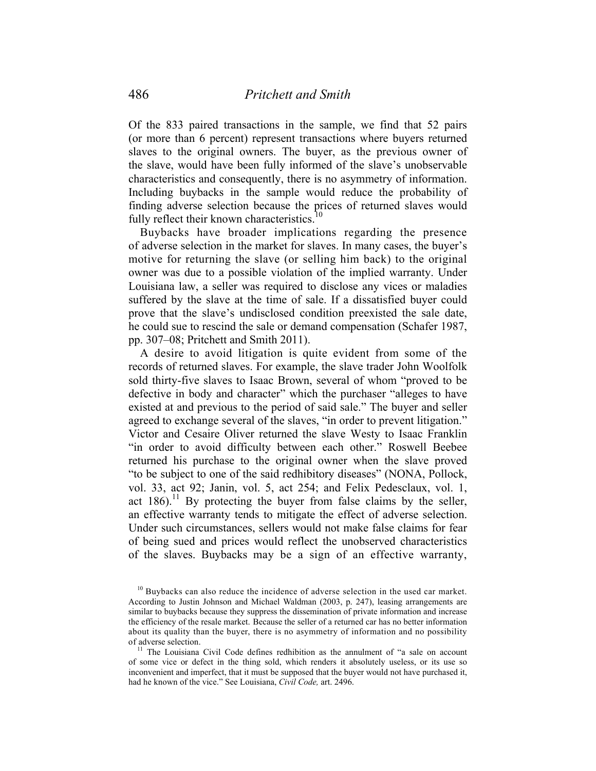Of the 833 paired transactions in the sample, we find that 52 pairs (or more than 6 percent) represent transactions where buyers returned slaves to the original owners. The buyer, as the previous owner of the slave, would have been fully informed of the slave's unobservable characteristics and consequently, there is no asymmetry of information. Including buybacks in the sample would reduce the probability of finding adverse selection because the prices of returned slaves would fully reflect their known characteristics.[10]

Buybacks have broader implications regarding the presence of adverse selection in the market for slaves. In many cases, the buyer's motive for returning the slave (or selling him back) to the original owner was due to a possible violation of the implied warranty. Under Louisiana law, a seller was required to disclose any vices or maladies suffered by the slave at the time of sale. If a dissatisfied buyer could prove that the slave's undisclosed condition preexisted the sale date, he could sue to rescind the sale or demand compensation (Schafer 1987, pp. 307–08; Pritchett and Smith 2011).

A desire to avoid litigation is quite evident from some of the records of returned slaves. For example, the slave trader John Woolfolk sold thirty-five slaves to Isaac Brown, several of whom "proved to be defective in body and character" which the purchaser "alleges to have existed at and previous to the period of said sale." The buyer and seller agreed to exchange several of the slaves, "in order to prevent litigation." Victor and Cesaire Oliver returned the slave Westy to Isaac Franklin "in order to avoid difficulty between each other." Roswell Beebee returned his purchase to the original owner when the slave proved "to be subject to one of the said redhibitory diseases" (NONA, Pollock, vol. 33, act 92; Janin, vol. 5, act 254; and Felix Pedesclaux, vol. 1, act 186).[11] By protecting the buyer from false claims by the seller, an effective warranty tends to mitigate the effect of adverse selection. Under such circumstances, sellers would not make false claims for fear of being sued and prices would reflect the unobserved characteristics of the slaves. Buybacks may be a sign of an effective warranty,

[10] Buybacks can also reduce the incidence of adverse selection in the used car market. According to Justin Johnson and Michael Waldman (2003, p. 247), leasing arrangements are similar to buybacks because they suppress the dissemination of private information and increase the efficiency of the resale market. Because the seller of a returned car has no better information about its quality than the buyer, there is no asymmetry of information and no possibility of adverse selection.

[11] The Louisiana Civil Code defines redhibition as the annulment of "a sale on account of some vice or defect in the thing sold, which renders it absolutely useless, or its use so inconvenient and imperfect, that it must be supposed that the buyer would not have purchased it, had he known of the vice." See Louisiana, *Civil Code,* art. 2496.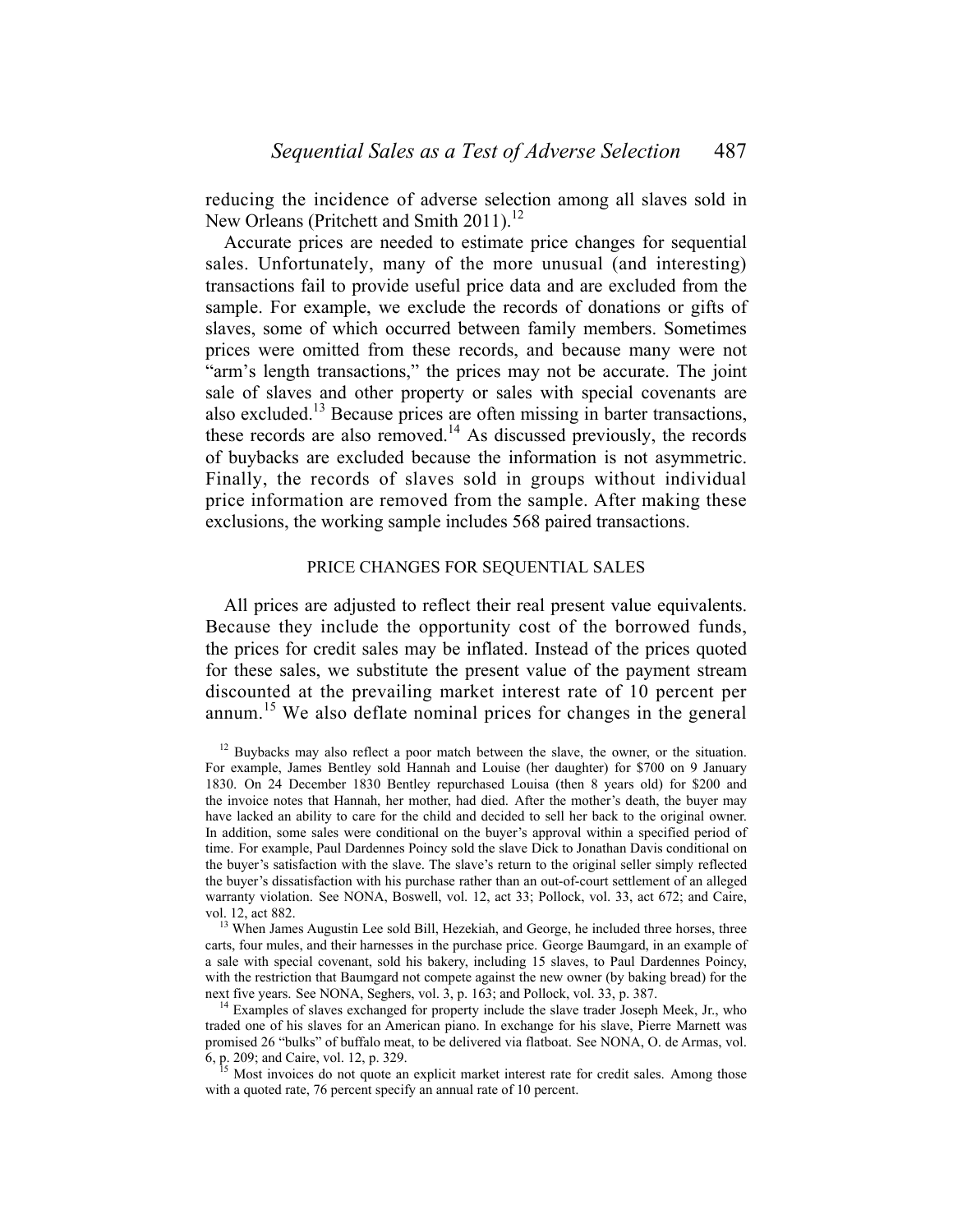reducing the incidence of adverse selection among all slaves sold in New Orleans (Pritchett and Smith 2011).[12]

Accurate prices are needed to estimate price changes for sequential sales. Unfortunately, many of the more unusual (and interesting) transactions fail to provide useful price data and are excluded from the sample. For example, we exclude the records of donations or gifts of slaves, some of which occurred between family members. Sometimes prices were omitted from these records, and because many were not "arm's length transactions," the prices may not be accurate. The joint sale of slaves and other property or sales with special covenants are also excluded.[13] Because prices are often missing in barter transactions, these records are also removed.[14] As discussed previously, the records of buybacks are excluded because the information is not asymmetric. Finally, the records of slaves sold in groups without individual price information are removed from the sample. After making these exclusions, the working sample includes 568 paired transactions.

## PRICE CHANGES FOR SEQUENTIAL SALES

All prices are adjusted to reflect their real present value equivalents. Because they include the opportunity cost of the borrowed funds, the prices for credit sales may be inflated. Instead of the prices quoted for these sales, we substitute the present value of the payment stream discounted at the prevailing market interest rate of 10 percent per annum.[15] We also deflate nominal prices for changes in the general

---

[12] Buybacks may also reflect a poor match between the slave, the owner, or the situation. For example, James Bentley sold Hannah and Louise (her daughter) for $700 on 9 January 1830. On 24 December 1830 Bentley repurchased Louisa (then 8 years old) for $200 and the invoice notes that Hannah, her mother, had died. After the mother's death, the buyer may have lacked an ability to care for the child and decided to sell her back to the original owner. In addition, some sales were conditional on the buyer's approval within a specified period of time. For example, Paul Dardennes Poincy sold the slave Dick to Jonathan Davis conditional on the buyer's satisfaction with the slave. The slave's return to the original seller simply reflected the buyer's dissatisfaction with his purchase rather than an out-of-court settlement of an alleged warranty violation. See NONA, Boswell, vol. 12, act 33; Pollock, vol. 33, act 672; and Caire, vol. 12, act 882.

[13] When James Augustin Lee sold Bill, Hezekiah, and George, he included three horses, three carts, four mules, and their harnesses in the purchase price. George Baumgard, in an example of a sale with special covenant, sold his bakery, including 15 slaves, to Paul Dardennes Poincy, with the restriction that Baumgard not compete against the new owner (by baking bread) for the next five years. See NONA, Seghers, vol. 3, p. 163; and Pollock, vol. 33, p. 387.

[14] Examples of slaves exchanged for property include the slave trader Joseph Meek, Jr., who traded one of his slaves for an American piano. In exchange for his slave, Pierre Marnett was promised 26 "bulks" of buffalo meat, to be delivered via flatboat. See NONA, O. de Armas, vol. 6, p. 209; and Caire, vol. 12, p. 329.

[15] Most invoices do not quote an explicit market interest rate for credit sales. Among those with a quoted rate, 76 percent specify an annual rate of 10 percent.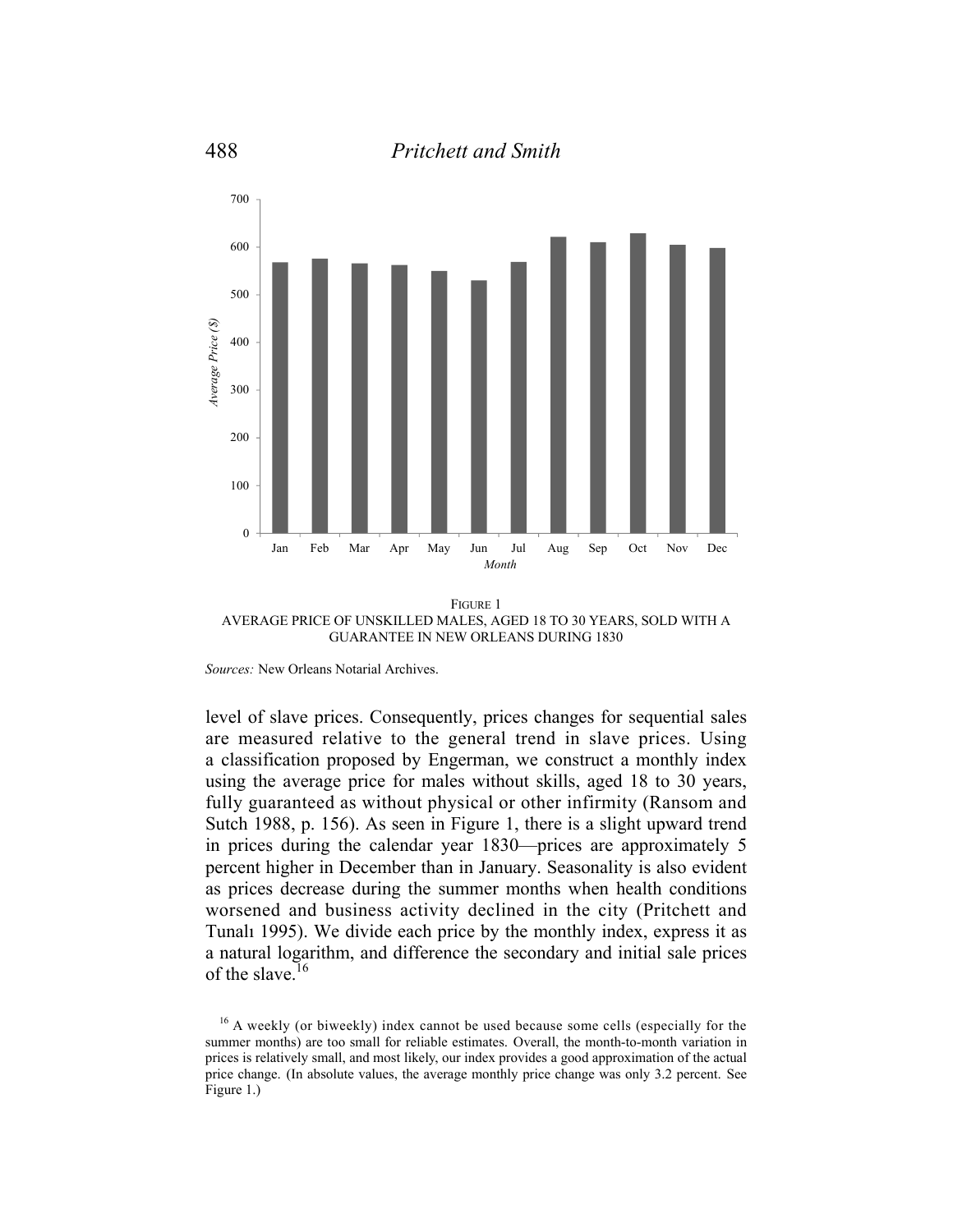FIGURE 1

AVERAGE PRICE OF UNSKILLED MALES, AGED 18 TO 30 YEARS, SOLD WITH A GUARANTEE IN NEW ORLEANS DURING 1830

*Sources:* New Orleans Notarial Archives.

level of slave prices. Consequently, prices changes for sequential sales are measured relative to the general trend in slave prices. Using a classification proposed by Engerman, we construct a monthly index using the average price for males without skills, aged 18 to 30 years, fully guaranteed as without physical or other infirmity (Ransom and Sutch 1988, p. 156). As seen in Figure 1, there is a slight upward trend in prices during the calendar year 1830—prices are approximately 5 percent higher in December than in January. Seasonality is also evident as prices decrease during the summer months when health conditions worsened and business activity declined in the city (Pritchett and Tunalı 1995). We divide each price by the monthly index, express it as a natural logarithm, and difference the secondary and initial sale prices of the slave.[16]

[16] A weekly (or biweekly) index cannot be used because some cells (especially for the summer months) are too small for reliable estimates. Overall, the month-to-month variation in prices is relatively small, and most likely, our index provides a good approximation of the actual price change. (In absolute values, the average monthly price change was only 3.2 percent. See Figure 1.)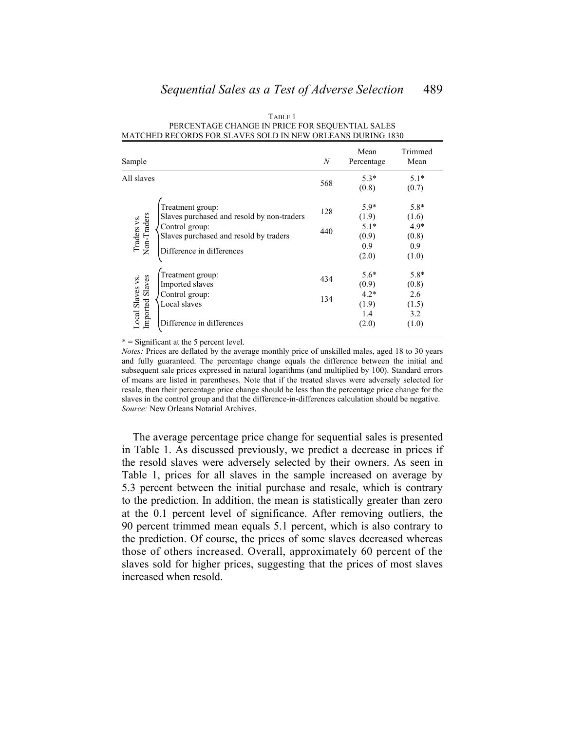TABLE 1
PERCENTAGE CHANGE IN PRICE FOR SEQUENTIAL SALES
MATCHED RECORDS FOR SLAVES SOLD IN NEW ORLEANS DURING 1830

| Sample | | $N$ | Mean Percentage | Trimmed Mean |
|---|---|---|---|---|
| All slaves | | 568 | 5.3* | 5.1* |
| | | | (0.8) | (0.7) |
| Traders vs. Non-Traders | Treatment group: Slaves purchased and resold by non-traders | 128 | 5.9* | 5.8* |
| | | | (1.9) | (1.6) |
| | Control group: Slaves purchased and resold by traders | 440 | 5.1* | 4.9* |
| | | | (0.9) | (0.8) |
| | Difference in differences | | 0.9 | 0.9 |
| | | | (2.0) | (1.0) |
| Local Slaves vs. Imported Slaves | Treatment group: Imported slaves | 434 | 5.6* | 5.8* |
| | | | (0.9) | (0.8) |
| | Control group: Local slaves | 134 | 4.2* | 2.6 |
| | | | (1.9) | (1.5) |
| | Difference in differences | | 1.4 | 3.2 |
| | | | (2.0) | (1.0) |

* = Significant at the 5 percent level.

*Notes:* Prices are deflated by the average monthly price of unskilled males, aged 18 to 30 years and fully guaranteed. The percentage change equals the difference between the initial and subsequent sale prices expressed in natural logarithms (and multiplied by 100). Standard errors of means are listed in parentheses. Note that if the treated slaves were adversely selected for resale, then their percentage price change should be less than the percentage price change for the slaves in the control group and that the difference-in-differences calculation should be negative.

*Source:* New Orleans Notarial Archives.

The average percentage price change for sequential sales is presented in Table 1. As discussed previously, we predict a decrease in prices if the resold slaves were adversely selected by their owners. As seen in Table 1, prices for all slaves in the sample increased on average by 5.3 percent between the initial purchase and resale, which is contrary to the prediction. In addition, the mean is statistically greater than zero at the 0.1 percent level of significance. After removing outliers, the 90 percent trimmed mean equals 5.1 percent, which is also contrary to the prediction. Of course, the prices of some slaves decreased whereas those of others increased. Overall, approximately 60 percent of the slaves sold for higher prices, suggesting that the prices of most slaves increased when resold.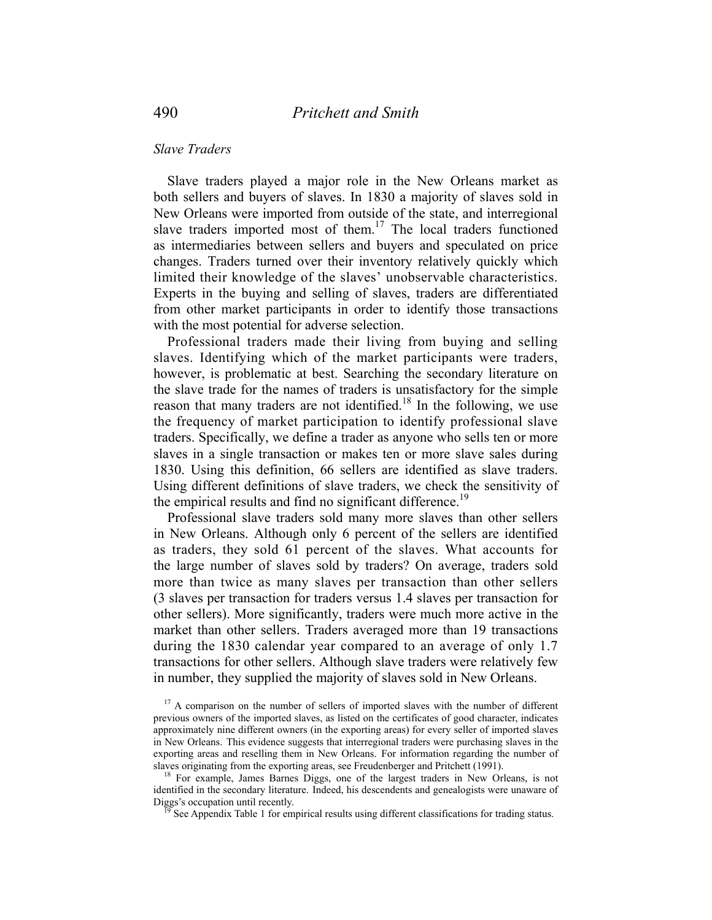### *Slave Traders*

Slave traders played a major role in the New Orleans market as both sellers and buyers of slaves. In 1830 a majority of slaves sold in New Orleans were imported from outside of the state, and interregional slave traders imported most of them.[17] The local traders functioned as intermediaries between sellers and buyers and speculated on price changes. Traders turned over their inventory relatively quickly which limited their knowledge of the slaves' unobservable characteristics. Experts in the buying and selling of slaves, traders are differentiated from other market participants in order to identify those transactions with the most potential for adverse selection.

Professional traders made their living from buying and selling slaves. Identifying which of the market participants were traders, however, is problematic at best. Searching the secondary literature on the slave trade for the names of traders is unsatisfactory for the simple reason that many traders are not identified.[18] In the following, we use the frequency of market participation to identify professional slave traders. Specifically, we define a trader as anyone who sells ten or more slaves in a single transaction or makes ten or more slave sales during 1830. Using this definition, 66 sellers are identified as slave traders. Using different definitions of slave traders, we check the sensitivity of the empirical results and find no significant difference.[19]

Professional slave traders sold many more slaves than other sellers in New Orleans. Although only 6 percent of the sellers are identified as traders, they sold 61 percent of the slaves. What accounts for the large number of slaves sold by traders? On average, traders sold more than twice as many slaves per transaction than other sellers (3 slaves per transaction for traders versus 1.4 slaves per transaction for other sellers). More significantly, traders were much more active in the market than other sellers. Traders averaged more than 19 transactions during the 1830 calendar year compared to an average of only 1.7 transactions for other sellers. Although slave traders were relatively few in number, they supplied the majority of slaves sold in New Orleans.

[17] A comparison on the number of sellers of imported slaves with the number of different previous owners of the imported slaves, as listed on the certificates of good character, indicates approximately nine different owners (in the exporting areas) for every seller of imported slaves in New Orleans. This evidence suggests that interregional traders were purchasing slaves in the exporting areas and reselling them in New Orleans. For information regarding the number of slaves originating from the exporting areas, see Freudenberger and Pritchett (1991).

[18] For example, James Barnes Diggs, one of the largest traders in New Orleans, is not identified in the secondary literature. Indeed, his descendents and genealogists were unaware of Diggs's occupation until recently.

[19] See Appendix Table 1 for empirical results using different classifications for trading status.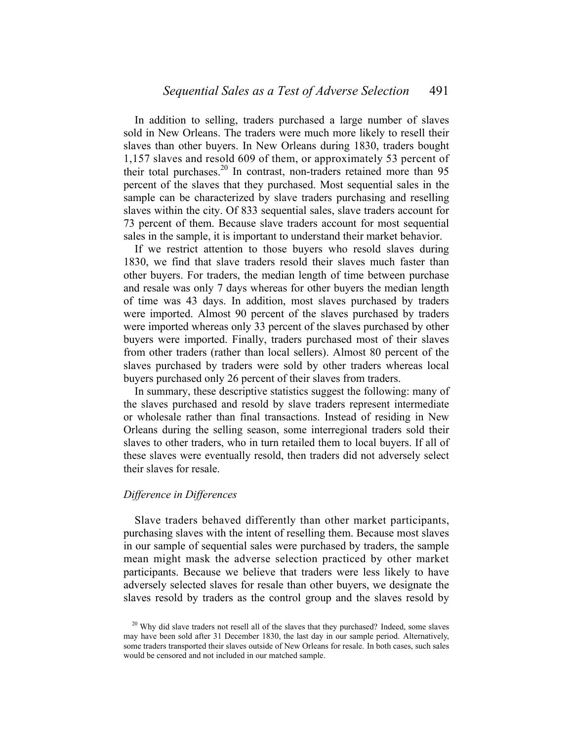In addition to selling, traders purchased a large number of slaves sold in New Orleans. The traders were much more likely to resell their slaves than other buyers. In New Orleans during 1830, traders bought 1,157 slaves and resold 609 of them, or approximately 53 percent of their total purchases.[20] In contrast, non-traders retained more than 95 percent of the slaves that they purchased. Most sequential sales in the sample can be characterized by slave traders purchasing and reselling slaves within the city. Of 833 sequential sales, slave traders account for 73 percent of them. Because slave traders account for most sequential sales in the sample, it is important to understand their market behavior.

If we restrict attention to those buyers who resold slaves during 1830, we find that slave traders resold their slaves much faster than other buyers. For traders, the median length of time between purchase and resale was only 7 days whereas for other buyers the median length of time was 43 days. In addition, most slaves purchased by traders were imported. Almost 90 percent of the slaves purchased by traders were imported whereas only 33 percent of the slaves purchased by other buyers were imported. Finally, traders purchased most of their slaves from other traders (rather than local sellers). Almost 80 percent of the slaves purchased by traders were sold by other traders whereas local buyers purchased only 26 percent of their slaves from traders.

In summary, these descriptive statistics suggest the following: many of the slaves purchased and resold by slave traders represent intermediate or wholesale rather than final transactions. Instead of residing in New Orleans during the selling season, some interregional traders sold their slaves to other traders, who in turn retailed them to local buyers. If all of these slaves were eventually resold, then traders did not adversely select their slaves for resale.

### *Difference in Differences*

Slave traders behaved differently than other market participants, purchasing slaves with the intent of reselling them. Because most slaves in our sample of sequential sales were purchased by traders, the sample mean might mask the adverse selection practiced by other market participants. Because we believe that traders were less likely to have adversely selected slaves for resale than other buyers, we designate the slaves resold by traders as the control group and the slaves resold by

[20] Why did slave traders not resell all of the slaves that they purchased? Indeed, some slaves may have been sold after 31 December 1830, the last day in our sample period. Alternatively, some traders transported their slaves outside of New Orleans for resale. In both cases, such sales would be censored and not included in our matched sample.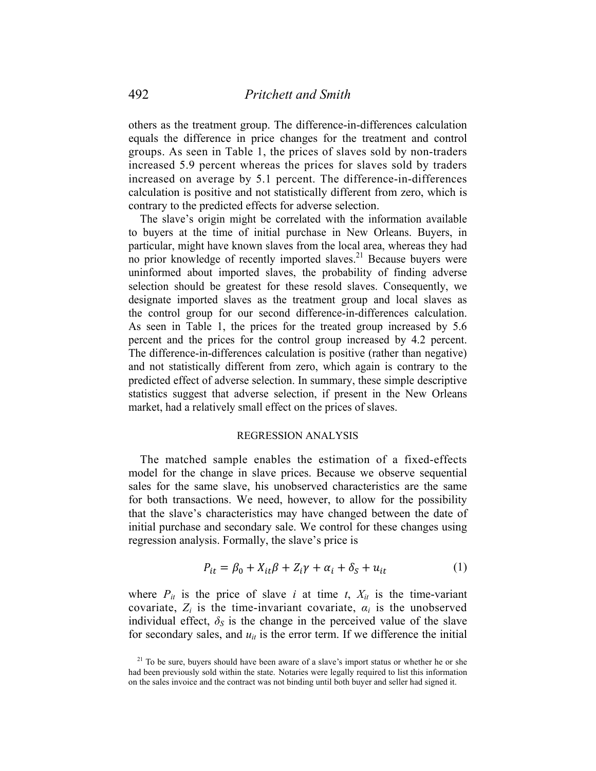others as the treatment group. The difference-in-differences calculation equals the difference in price changes for the treatment and control groups. As seen in Table 1, the prices of slaves sold by non-traders increased 5.9 percent whereas the prices for slaves sold by traders increased on average by 5.1 percent. The difference-in-differences calculation is positive and not statistically different from zero, which is contrary to the predicted effects for adverse selection.

The slave's origin might be correlated with the information available to buyers at the time of initial purchase in New Orleans. Buyers, in particular, might have known slaves from the local area, whereas they had no prior knowledge of recently imported slaves.[21] Because buyers were uninformed about imported slaves, the probability of finding adverse selection should be greatest for these resold slaves. Consequently, we designate imported slaves as the treatment group and local slaves as the control group for our second difference-in-differences calculation. As seen in Table 1, the prices for the treated group increased by 5.6 percent and the prices for the control group increased by 4.2 percent. The difference-in-differences calculation is positive (rather than negative) and not statistically different from zero, which again is contrary to the predicted effect of adverse selection. In summary, these simple descriptive statistics suggest that adverse selection, if present in the New Orleans market, had a relatively small effect on the prices of slaves.

## REGRESSION ANALYSIS

The matched sample enables the estimation of a fixed-effects model for the change in slave prices. Because we observe sequential sales for the same slave, his unobserved characteristics are the same for both transactions. We need, however, to allow for the possibility that the slave's characteristics may have changed between the date of initial purchase and secondary sale. We control for these changes using regression analysis. Formally, the slave's price is

$$P_{it} = \beta_0 + X_{it}\beta + Z_i\gamma + \alpha_i + \delta_S + u_{it} \tag{1}$$

where $P_{it}$ is the price of slave $i$ at time $t$, $X_{it}$ is the time-variant covariate, $Z_i$ is the time-invariant covariate, $\alpha_i$ is the unobserved individual effect, $\delta_S$ is the change in the perceived value of the slave for secondary sales, and $u_{it}$ is the error term. If we difference the initial

[21] To be sure, buyers should have been aware of a slave's import status or whether he or she had been previously sold within the state. Notaries were legally required to list this information on the sales invoice and the contract was not binding until both buyer and seller had signed it.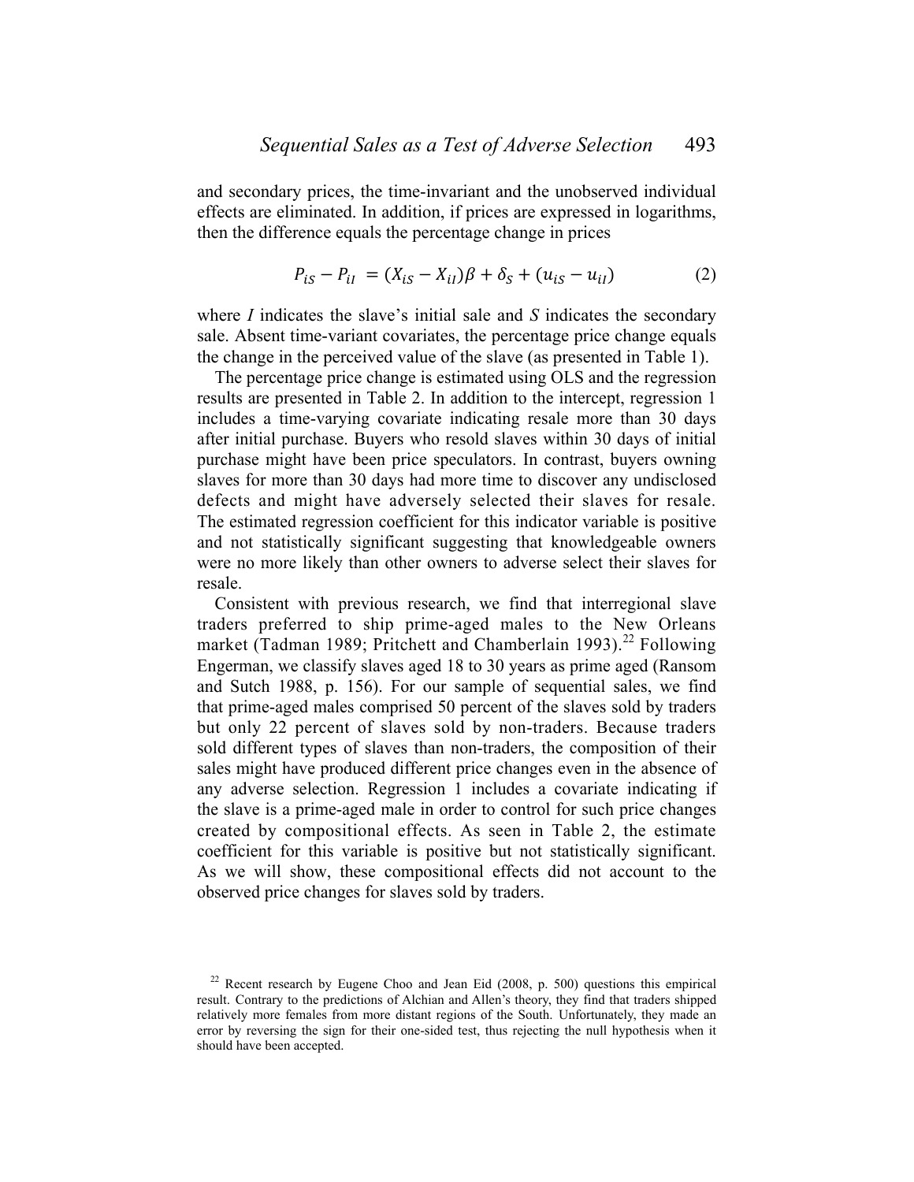and secondary prices, the time-invariant and the unobserved individual effects are eliminated. In addition, if prices are expressed in logarithms, then the difference equals the percentage change in prices

$$P_{iS} - P_{iI} = (X_{iS} - X_{iI})\beta + \delta_S + (u_{iS} - u_{iI}) \tag{2}$$

where *I* indicates the slave's initial sale and *S* indicates the secondary sale. Absent time-variant covariates, the percentage price change equals the change in the perceived value of the slave (as presented in Table 1).

The percentage price change is estimated using OLS and the regression results are presented in Table 2. In addition to the intercept, regression 1 includes a time-varying covariate indicating resale more than 30 days after initial purchase. Buyers who resold slaves within 30 days of initial purchase might have been price speculators. In contrast, buyers owning slaves for more than 30 days had more time to discover any undisclosed defects and might have adversely selected their slaves for resale. The estimated regression coefficient for this indicator variable is positive and not statistically significant suggesting that knowledgeable owners were no more likely than other owners to adverse select their slaves for resale.

Consistent with previous research, we find that interregional slave traders preferred to ship prime-aged males to the New Orleans market (Tadman 1989; Pritchett and Chamberlain 1993).[22] Following Engerman, we classify slaves aged 18 to 30 years as prime aged (Ransom and Sutch 1988, p. 156). For our sample of sequential sales, we find that prime-aged males comprised 50 percent of the slaves sold by traders but only 22 percent of slaves sold by non-traders. Because traders sold different types of slaves than non-traders, the composition of their sales might have produced different price changes even in the absence of any adverse selection. Regression 1 includes a covariate indicating if the slave is a prime-aged male in order to control for such price changes created by compositional effects. As seen in Table 2, the estimate coefficient for this variable is positive but not statistically significant. As we will show, these compositional effects did not account to the observed price changes for slaves sold by traders.

[22] Recent research by Eugene Choo and Jean Eid (2008, p. 500) questions this empirical result. Contrary to the predictions of Alchian and Allen's theory, they find that traders shipped relatively more females from more distant regions of the South. Unfortunately, they made an error by reversing the sign for their one-sided test, thus rejecting the null hypothesis when it should have been accepted.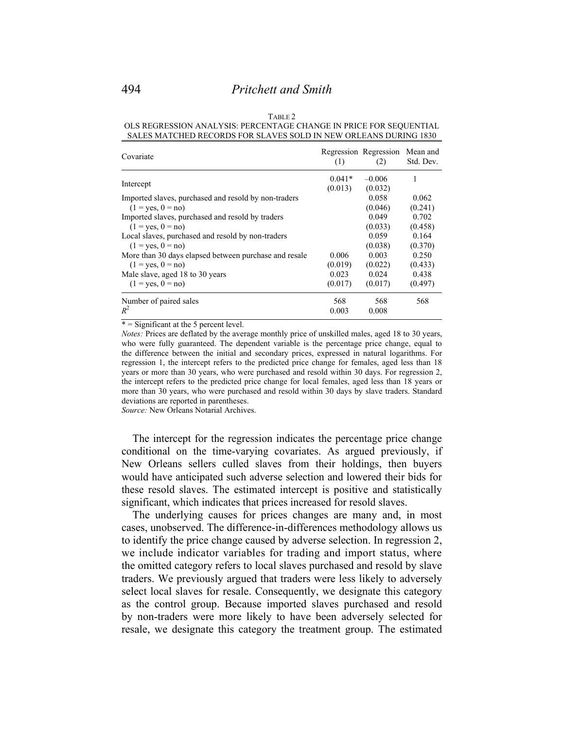TABLE 2

OLS REGRESSION ANALYSIS: PERCENTAGE CHANGE IN PRICE FOR SEQUENTIAL SALES MATCHED RECORDS FOR SLAVES SOLD IN NEW ORLEANS DURING 1830

| Covariate | Regression (1) | Regression (2) | Mean and Std. Dev. |
|---|---|---|---|
| Intercept | 0.041* (0.013) | –0.006 (0.032) | 1 |
| Imported slaves, purchased and resold by non-traders (1 = yes, 0 = no) | | 0.058 (0.046) | 0.062 (0.241) |
| Imported slaves, purchased and resold by traders (1 = yes, 0 = no) | | 0.049 (0.033) | 0.702 (0.458) |
| Local slaves, purchased and resold by non-traders (1 = yes, 0 = no) | | 0.059 (0.038) | 0.164 (0.370) |
| More than 30 days elapsed between purchase and resale (1 = yes, 0 = no) | 0.006 (0.019) | 0.003 (0.022) | 0.250 (0.433) |
| Male slave, aged 18 to 30 years (1 = yes, 0 = no) | 0.023 (0.017) | 0.024 (0.017) | 0.438 (0.497) |
| Number of paired sales | 568 | 568 | 568 |
| $R^2$ | 0.003 | 0.008 | |

\* = Significant at the 5 percent level.

*Notes:* Prices are deflated by the average monthly price of unskilled males, aged 18 to 30 years, who were fully guaranteed. The dependent variable is the percentage price change, equal to the difference between the initial and secondary prices, expressed in natural logarithms. For regression 1, the intercept refers to the predicted price change for females, aged less than 18 years or more than 30 years, who were purchased and resold within 30 days. For regression 2, the intercept refers to the predicted price change for local females, aged less than 18 years or more than 30 years, who were purchased and resold within 30 days by slave traders. Standard deviations are reported in parentheses.

*Source:* New Orleans Notarial Archives.

The intercept for the regression indicates the percentage price change conditional on the time-varying covariates. As argued previously, if New Orleans sellers culled slaves from their holdings, then buyers would have anticipated such adverse selection and lowered their bids for these resold slaves. The estimated intercept is positive and statistically significant, which indicates that prices increased for resold slaves.

The underlying causes for prices changes are many and, in most cases, unobserved. The difference-in-differences methodology allows us to identify the price change caused by adverse selection. In regression 2, we include indicator variables for trading and import status, where the omitted category refers to local slaves purchased and resold by slave traders. We previously argued that traders were less likely to adversely select local slaves for resale. Consequently, we designate this category as the control group. Because imported slaves purchased and resold by non-traders were more likely to have been adversely selected for resale, we designate this category the treatment group. The estimated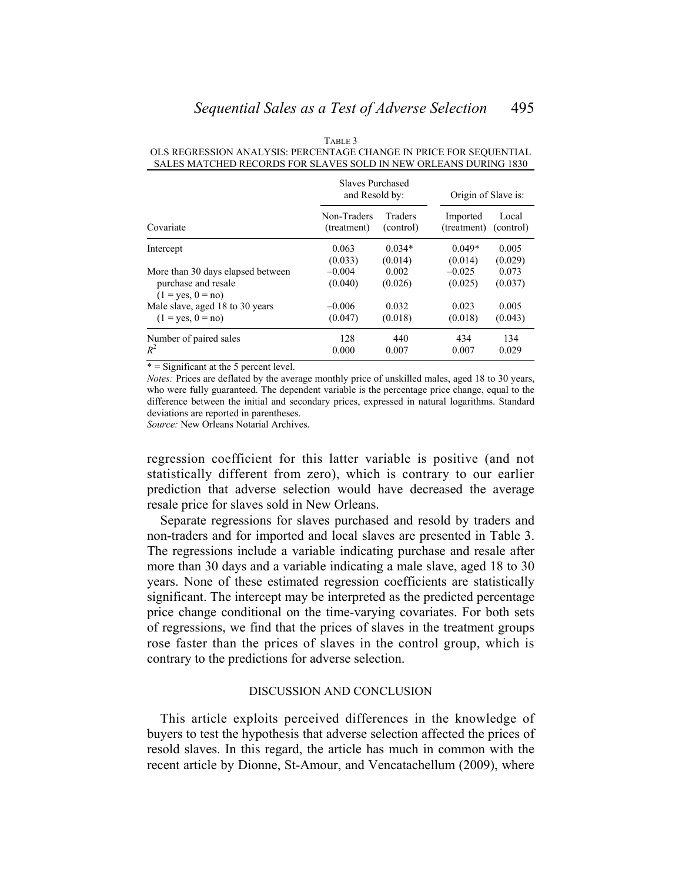TABLE 3
OLS REGRESSION ANALYSIS: PERCENTAGE CHANGE IN PRICE FOR SEQUENTIAL SALES MATCHED RECORDS FOR SLAVES SOLD IN NEW ORLEANS DURING 1830

| | Slaves Purchased and Resold by: | | Origin of Slave is: | |
|---|---|---|---|---|
| Covariate | Non-Traders (treatment) | Traders (control) | Imported (treatment) | Local (control) |
| Intercept | 0.063 | 0.034* | 0.049* | 0.005 |
| | (0.033) | (0.014) | (0.014) | (0.029) |
| More than 30 days elapsed between purchase and resale (1 = yes, 0 = no) | –0.004 | 0.002 | –0.025 | 0.073 |
| | (0.040) | (0.026) | (0.025) | (0.037) |
| Male slave, aged 18 to 30 years (1 = yes, 0 = no) | –0.006 | 0.032 | 0.023 | 0.005 |
| | (0.047) | (0.018) | (0.018) | (0.043) |
| Number of paired sales | 128 | 440 | 434 | 134 |
| $R^2$ | 0.000 | 0.007 | 0.007 | 0.029 |

\* = Significant at the 5 percent level.

*Notes:* Prices are deflated by the average monthly price of unskilled males, aged 18 to 30 years, who were fully guaranteed. The dependent variable is the percentage price change, equal to the difference between the initial and secondary prices, expressed in natural logarithms. Standard deviations are reported in parentheses.

*Source:* New Orleans Notarial Archives.

regression coefficient for this latter variable is positive (and not statistically different from zero), which is contrary to our earlier prediction that adverse selection would have decreased the average resale price for slaves sold in New Orleans.

Separate regressions for slaves purchased and resold by traders and non-traders and for imported and local slaves are presented in Table 3. The regressions include a variable indicating purchase and resale after more than 30 days and a variable indicating a male slave, aged 18 to 30 years. None of these estimated regression coefficients are statistically significant. The intercept may be interpreted as the predicted percentage price change conditional on the time-varying covariates. For both sets of regressions, we find that the prices of slaves in the treatment groups rose faster than the prices of slaves in the control group, which is contrary to the predictions for adverse selection.

## DISCUSSION AND CONCLUSION

This article exploits perceived differences in the knowledge of buyers to test the hypothesis that adverse selection affected the prices of resold slaves. In this regard, the article has much in common with the recent article by Dionne, St-Amour, and Vencatachellum (2009), where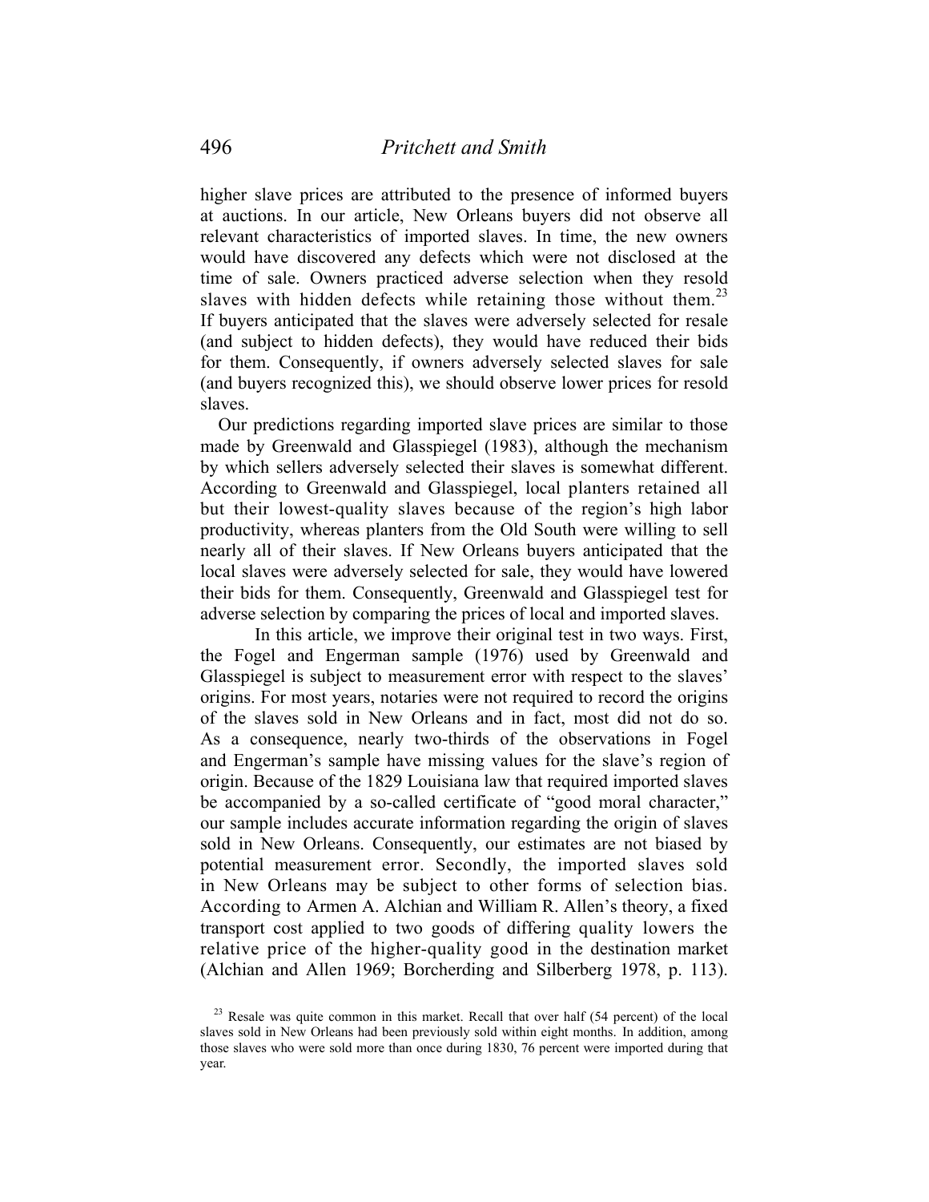higher slave prices are attributed to the presence of informed buyers at auctions. In our article, New Orleans buyers did not observe all relevant characteristics of imported slaves. In time, the new owners would have discovered any defects which were not disclosed at the time of sale. Owners practiced adverse selection when they resold slaves with hidden defects while retaining those without them.[23] If buyers anticipated that the slaves were adversely selected for resale (and subject to hidden defects), they would have reduced their bids for them. Consequently, if owners adversely selected slaves for sale (and buyers recognized this), we should observe lower prices for resold slaves.

Our predictions regarding imported slave prices are similar to those made by Greenwald and Glasspiegel (1983), although the mechanism by which sellers adversely selected their slaves is somewhat different. According to Greenwald and Glasspiegel, local planters retained all but their lowest-quality slaves because of the region's high labor productivity, whereas planters from the Old South were willing to sell nearly all of their slaves. If New Orleans buyers anticipated that the local slaves were adversely selected for sale, they would have lowered their bids for them. Consequently, Greenwald and Glasspiegel test for adverse selection by comparing the prices of local and imported slaves.

In this article, we improve their original test in two ways. First, the Fogel and Engerman sample (1976) used by Greenwald and Glasspiegel is subject to measurement error with respect to the slaves' origins. For most years, notaries were not required to record the origins of the slaves sold in New Orleans and in fact, most did not do so. As a consequence, nearly two-thirds of the observations in Fogel and Engerman's sample have missing values for the slave's region of origin. Because of the 1829 Louisiana law that required imported slaves be accompanied by a so-called certificate of "good moral character," our sample includes accurate information regarding the origin of slaves sold in New Orleans. Consequently, our estimates are not biased by potential measurement error. Secondly, the imported slaves sold in New Orleans may be subject to other forms of selection bias. According to Armen A. Alchian and William R. Allen's theory, a fixed transport cost applied to two goods of differing quality lowers the relative price of the higher-quality good in the destination market (Alchian and Allen 1969; Borcherding and Silberberg 1978, p. 113).

[23] Resale was quite common in this market. Recall that over half (54 percent) of the local slaves sold in New Orleans had been previously sold within eight months. In addition, among those slaves who were sold more than once during 1830, 76 percent were imported during that year.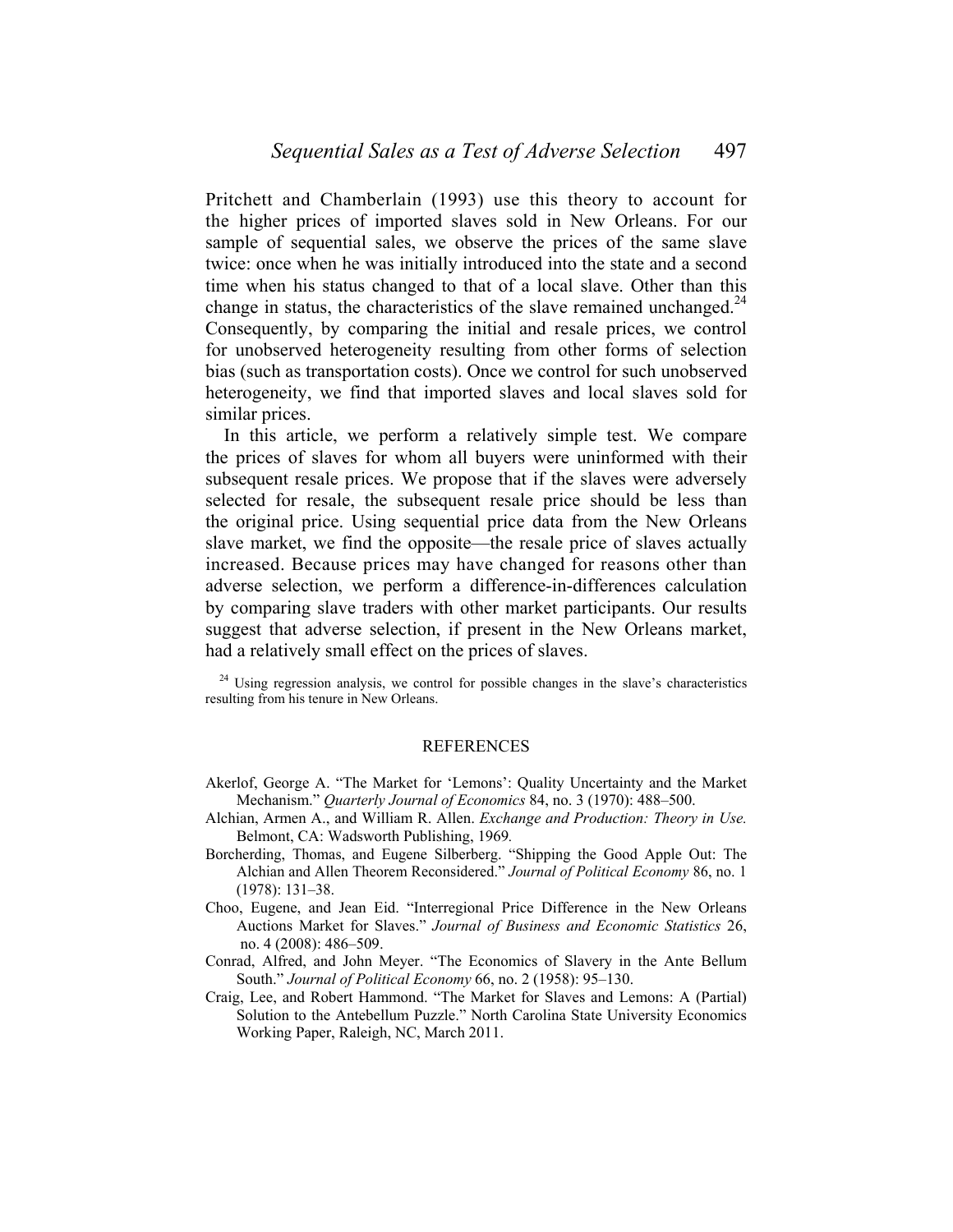Pritchett and Chamberlain (1993) use this theory to account for the higher prices of imported slaves sold in New Orleans. For our sample of sequential sales, we observe the prices of the same slave twice: once when he was initially introduced into the state and a second time when his status changed to that of a local slave. Other than this change in status, the characteristics of the slave remained unchanged.[24] Consequently, by comparing the initial and resale prices, we control for unobserved heterogeneity resulting from other forms of selection bias (such as transportation costs). Once we control for such unobserved heterogeneity, we find that imported slaves and local slaves sold for similar prices.

In this article, we perform a relatively simple test. We compare the prices of slaves for whom all buyers were uninformed with their subsequent resale prices. We propose that if the slaves were adversely selected for resale, the subsequent resale price should be less than the original price. Using sequential price data from the New Orleans slave market, we find the opposite—the resale price of slaves actually increased. Because prices may have changed for reasons other than adverse selection, we perform a difference-in-differences calculation by comparing slave traders with other market participants. Our results suggest that adverse selection, if present in the New Orleans market, had a relatively small effect on the prices of slaves.

[24] Using regression analysis, we control for possible changes in the slave's characteristics resulting from his tenure in New Orleans.

## REFERENCES

Akerlof, George A. "The Market for 'Lemons': Quality Uncertainty and the Market Mechanism." *Quarterly Journal of Economics* 84, no. 3 (1970): 488–500.

Alchian, Armen A., and William R. Allen. *Exchange and Production: Theory in Use.* Belmont, CA: Wadsworth Publishing, 1969.

Borcherding, Thomas, and Eugene Silberberg. "Shipping the Good Apple Out: The Alchian and Allen Theorem Reconsidered." *Journal of Political Economy* 86, no. 1 (1978): 131–38.

Choo, Eugene, and Jean Eid. "Interregional Price Difference in the New Orleans Auctions Market for Slaves." *Journal of Business and Economic Statistics* 26, no. 4 (2008): 486–509.

Conrad, Alfred, and John Meyer. "The Economics of Slavery in the Ante Bellum South." *Journal of Political Economy* 66, no. 2 (1958): 95–130.

Craig, Lee, and Robert Hammond. "The Market for Slaves and Lemons: A (Partial) Solution to the Antebellum Puzzle." North Carolina State University Economics Working Paper, Raleigh, NC, March 2011.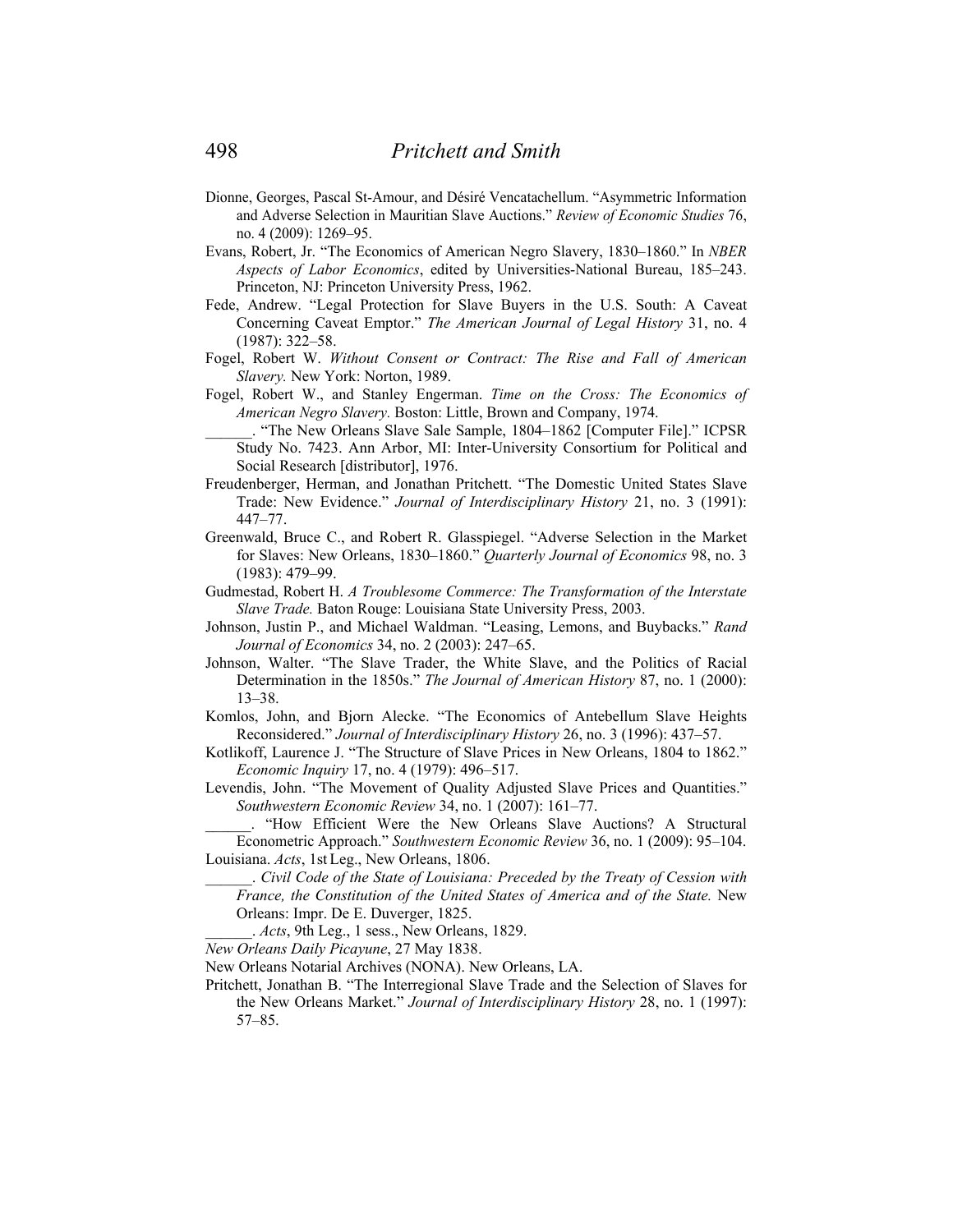Dionne, Georges, Pascal St-Amour, and Désiré Vencatachellum. "Asymmetric Information and Adverse Selection in Mauritian Slave Auctions." *Review of Economic Studies* 76, no. 4 (2009): 1269–95.

Evans, Robert, Jr. "The Economics of American Negro Slavery, 1830–1860." In *NBER Aspects of Labor Economics*, edited by Universities-National Bureau, 185–243. Princeton, NJ: Princeton University Press, 1962.

Fede, Andrew. "Legal Protection for Slave Buyers in the U.S. South: A Caveat Concerning Caveat Emptor." *The American Journal of Legal History* 31, no. 4 (1987): 322–58.

Fogel, Robert W. *Without Consent or Contract: The Rise and Fall of American Slavery.* New York: Norton, 1989.

Fogel, Robert W., and Stanley Engerman. *Time on the Cross: The Economics of American Negro Slavery.* Boston: Little, Brown and Company, 1974.

______. "The New Orleans Slave Sale Sample, 1804–1862 [Computer File]." ICPSR Study No. 7423. Ann Arbor, MI: Inter-University Consortium for Political and Social Research [distributor], 1976.

Freudenberger, Herman, and Jonathan Pritchett. "The Domestic United States Slave Trade: New Evidence." *Journal of Interdisciplinary History* 21, no. 3 (1991): 447–77.

Greenwald, Bruce C., and Robert R. Glasspiegel. "Adverse Selection in the Market for Slaves: New Orleans, 1830–1860." *Quarterly Journal of Economics* 98, no. 3 (1983): 479–99.

Gudmestad, Robert H. *A Troublesome Commerce: The Transformation of the Interstate Slave Trade.* Baton Rouge: Louisiana State University Press, 2003.

Johnson, Justin P., and Michael Waldman. "Leasing, Lemons, and Buybacks." *Rand Journal of Economics* 34, no. 2 (2003): 247–65.

Johnson, Walter. "The Slave Trader, the White Slave, and the Politics of Racial Determination in the 1850s." *The Journal of American History* 87, no. 1 (2000): 13–38.

Komlos, John, and Bjorn Alecke. "The Economics of Antebellum Slave Heights Reconsidered." *Journal of Interdisciplinary History* 26, no. 3 (1996): 437–57.

Kotlikoff, Laurence J. "The Structure of Slave Prices in New Orleans, 1804 to 1862." *Economic Inquiry* 17, no. 4 (1979): 496–517.

Levendis, John. "The Movement of Quality Adjusted Slave Prices and Quantities." *Southwestern Economic Review* 34, no. 1 (2007): 161–77.

______. "How Efficient Were the New Orleans Slave Auctions? A Structural Econometric Approach." *Southwestern Economic Review* 36, no. 1 (2009): 95–104.

Louisiana. *Acts*, 1st Leg., New Orleans, 1806.

______. *Civil Code of the State of Louisiana: Preceded by the Treaty of Cession with France, the Constitution of the United States of America and of the State.* New Orleans: Impr. De E. Duverger, 1825.

______. *Acts*, 9th Leg., 1 sess., New Orleans, 1829.

*New Orleans Daily Picayune*, 27 May 1838.

New Orleans Notarial Archives (NONA). New Orleans, LA.

Pritchett, Jonathan B. "The Interregional Slave Trade and the Selection of Slaves for the New Orleans Market." *Journal of Interdisciplinary History* 28, no. 1 (1997): 57–85.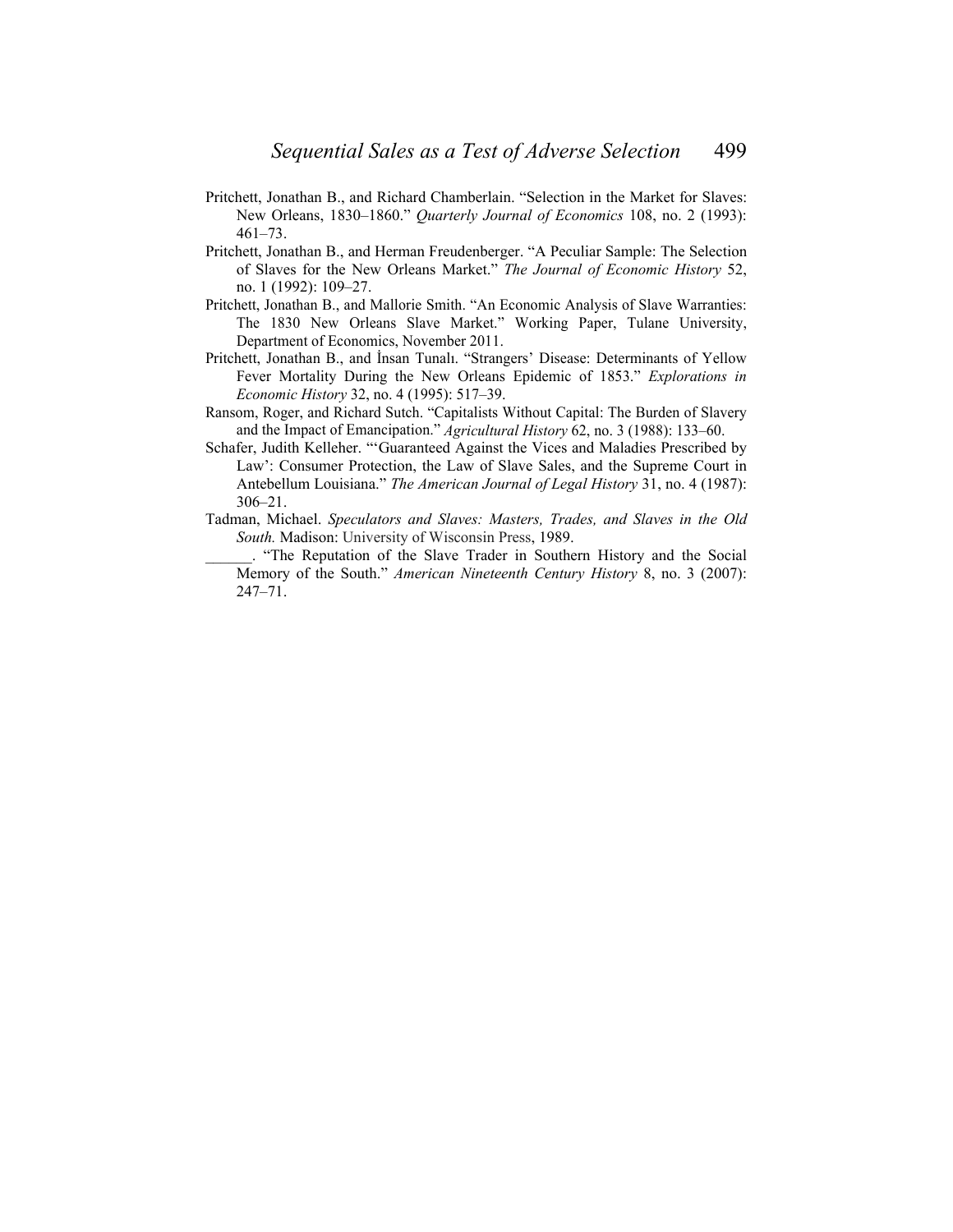Pritchett, Jonathan B., and Richard Chamberlain. "Selection in the Market for Slaves: New Orleans, 1830–1860." *Quarterly Journal of Economics* 108, no. 2 (1993): 461–73.

Pritchett, Jonathan B., and Herman Freudenberger. "A Peculiar Sample: The Selection of Slaves for the New Orleans Market." *The Journal of Economic History* 52, no. 1 (1992): 109–27.

Pritchett, Jonathan B., and Mallorie Smith. "An Economic Analysis of Slave Warranties: The 1830 New Orleans Slave Market." Working Paper, Tulane University, Department of Economics, November 2011.

Pritchett, Jonathan B., and İnsan Tunalı. "Strangers' Disease: Determinants of Yellow Fever Mortality During the New Orleans Epidemic of 1853." *Explorations in Economic History* 32, no. 4 (1995): 517–39.

Ransom, Roger, and Richard Sutch. "Capitalists Without Capital: The Burden of Slavery and the Impact of Emancipation." *Agricultural History* 62, no. 3 (1988): 133–60.

Schafer, Judith Kelleher. "'Guaranteed Against the Vices and Maladies Prescribed by Law': Consumer Protection, the Law of Slave Sales, and the Supreme Court in Antebellum Louisiana." *The American Journal of Legal History* 31, no. 4 (1987): 306–21.

Tadman, Michael. *Speculators and Slaves: Masters, Trades, and Slaves in the Old South.* Madison: University of Wisconsin Press, 1989.

______. "The Reputation of the Slave Trader in Southern History and the Social Memory of the South." *American Nineteenth Century History* 8, no. 3 (2007): 247–71.